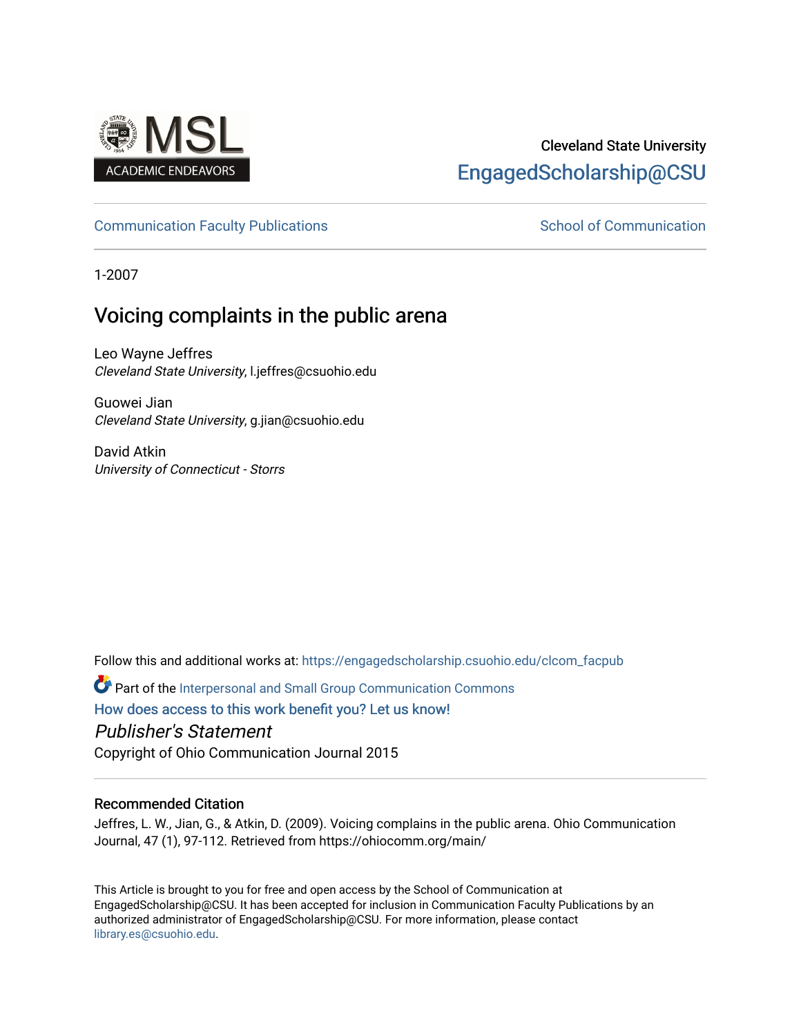Cleveland State University

EngagedScholarship@CSU

Communication Faculty Publications | School of Communication

1-2007

# Voicing complaints in the public arena

Leo Wayne Jeffres
*Cleveland State University*, l.jeffres@csuohio.edu

Guowei Jian
*Cleveland State University*, g.jian@csuohio.edu

David Atkin
*University of Connecticut - Storrs*

Follow this and additional works at: https://engagedscholarship.csuohio.edu/clcom_facpub

Part of the Interpersonal and Small Group Communication Commons

How does access to this work benefit you? Let us know!

*Publisher's Statement*

Copyright of Ohio Communication Journal 2015

### Recommended Citation

Jeffres, L. W., Jian, G., & Atkin, D. (2009). Voicing complains in the public arena. Ohio Communication Journal, 47 (1), 97-112. Retrieved from https://ohiocomm.org/main/

This Article is brought to you for free and open access by the School of Communication at EngagedScholarship@CSU. It has been accepted for inclusion in Communication Faculty Publications by an authorized administrator of EngagedScholarship@CSU. For more information, please contact library.es@csuohio.edu.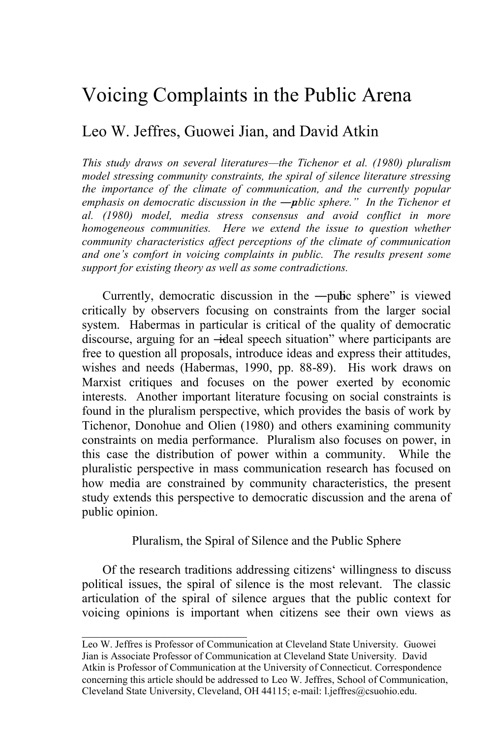# Voicing Complaints in the Public Arena

Leo W. Jeffres, Guowei Jian, and David Atkin

*This study draws on several literatures—the Tichenor et al. (1980) pluralism model stressing community constraints, the spiral of silence literature stressing the importance of the climate of communication, and the currently popular emphasis on democratic discussion in the ―public sphere." In the Tichenor et al. (1980) model, media stress consensus and avoid conflict in more homogeneous communities. Here we extend the issue to question whether community characteristics affect perceptions of the climate of communication and one's comfort in voicing complaints in public. The results present some support for existing theory as well as some contradictions.*

Currently, democratic discussion in the ―public sphere" is viewed critically by observers focusing on constraints from the larger social system. Habermas in particular is critical of the quality of democratic discourse, arguing for an ―ideal speech situation" where participants are free to question all proposals, introduce ideas and express their attitudes, wishes and needs (Habermas, 1990, pp. 88-89). His work draws on Marxist critiques and focuses on the power exerted by economic interests. Another important literature focusing on social constraints is found in the pluralism perspective, which provides the basis of work by Tichenor, Donohue and Olien (1980) and others examining community constraints on media performance. Pluralism also focuses on power, in this case the distribution of power within a community. While the pluralistic perspective in mass communication research has focused on how media are constrained by community characteristics, the present study extends this perspective to democratic discussion and the arena of public opinion.

## Pluralism, the Spiral of Silence and the Public Sphere

Of the research traditions addressing citizens' willingness to discuss political issues, the spiral of silence is the most relevant. The classic articulation of the spiral of silence argues that the public context for voicing opinions is important when citizens see their own views as

---

Leo W. Jeffres is Professor of Communication at Cleveland State University. Guowei Jian is Associate Professor of Communication at Cleveland State University. David Atkin is Professor of Communication at the University of Connecticut. Correspondence concerning this article should be addressed to Leo W. Jeffres, School of Communication, Cleveland State University, Cleveland, OH 44115; e-mail: l.jeffres@csuohio.edu.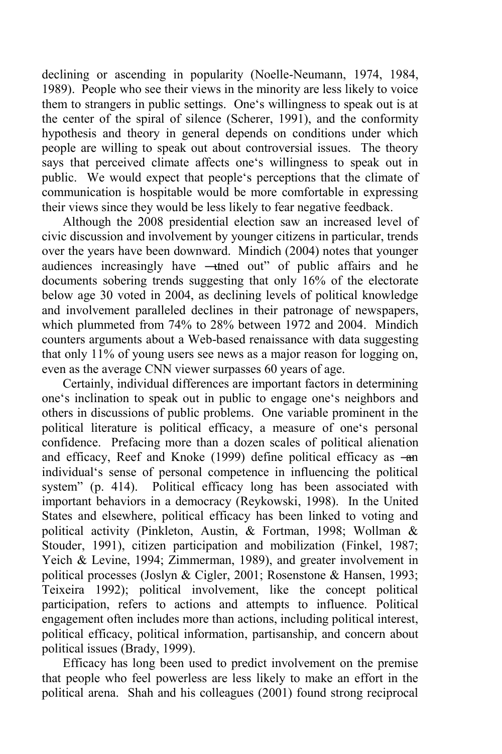declining or ascending in popularity (Noelle-Neumann, 1974, 1984, 1989). People who see their views in the minority are less likely to voice them to strangers in public settings. One‘s willingness to speak out is at the center of the spiral of silence (Scherer, 1991), and the conformity hypothesis and theory in general depends on conditions under which people are willing to speak out about controversial issues. The theory says that perceived climate affects one‘s willingness to speak out in public. We would expect that people‘s perceptions that the climate of communication is hospitable would be more comfortable in expressing their views since they would be less likely to fear negative feedback.

Although the 2008 presidential election saw an increased level of civic discussion and involvement by younger citizens in particular, trends over the years have been downward. Mindich (2004) notes that younger audiences increasingly have ―tuned out" of public affairs and he documents sobering trends suggesting that only 16% of the electorate below age 30 voted in 2004, as declining levels of political knowledge and involvement paralleled declines in their patronage of newspapers, which plummeted from 74% to 28% between 1972 and 2004. Mindich counters arguments about a Web-based renaissance with data suggesting that only 11% of young users see news as a major reason for logging on, even as the average CNN viewer surpasses 60 years of age.

Certainly, individual differences are important factors in determining one‘s inclination to speak out in public to engage one‘s neighbors and others in discussions of public problems. One variable prominent in the political literature is political efficacy, a measure of one‘s personal confidence. Prefacing more than a dozen scales of political alienation and efficacy, Reef and Knoke (1999) define political efficacy as ―an individual‘s sense of personal competence in influencing the political system" (p. 414). Political efficacy long has been associated with important behaviors in a democracy (Reykowski, 1998). In the United States and elsewhere, political efficacy has been linked to voting and political activity (Pinkleton, Austin, & Fortman, 1998; Wollman & Stouder, 1991), citizen participation and mobilization (Finkel, 1987; Yeich & Levine, 1994; Zimmerman, 1989), and greater involvement in political processes (Joslyn & Cigler, 2001; Rosenstone & Hansen, 1993; Teixeira 1992); political involvement, like the concept political participation, refers to actions and attempts to influence. Political engagement often includes more than actions, including political interest, political efficacy, political information, partisanship, and concern about political issues (Brady, 1999).

Efficacy has long been used to predict involvement on the premise that people who feel powerless are less likely to make an effort in the political arena. Shah and his colleagues (2001) found strong reciprocal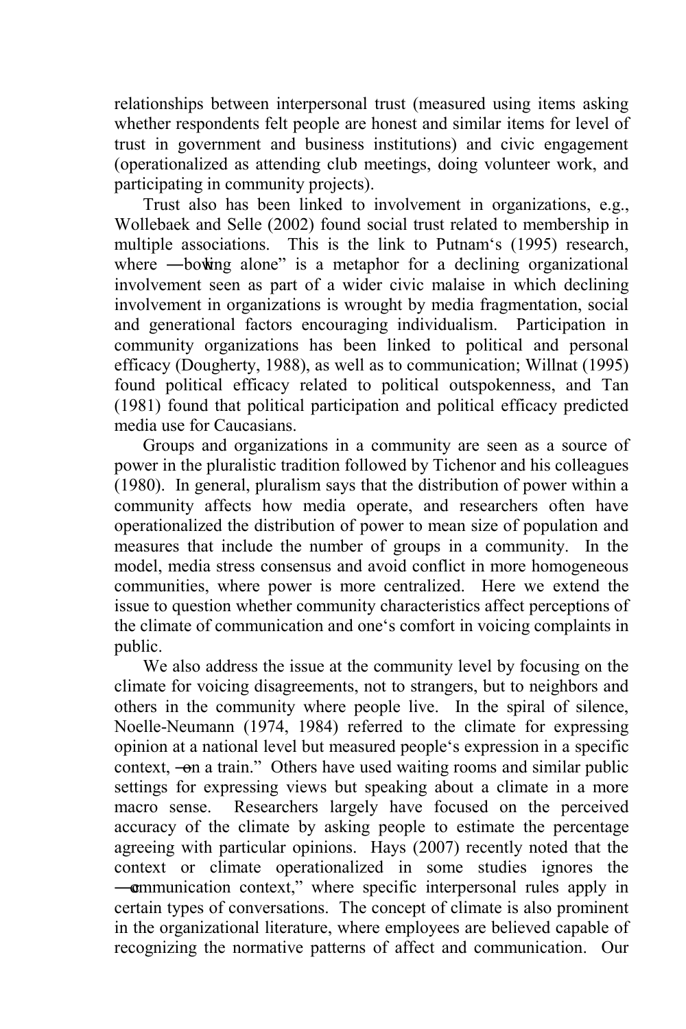relationships between interpersonal trust (measured using items asking whether respondents felt people are honest and similar items for level of trust in government and business institutions) and civic engagement (operationalized as attending club meetings, doing volunteer work, and participating in community projects).

Trust also has been linked to involvement in organizations, e.g., Wollebaek and Selle (2002) found social trust related to membership in multiple associations. This is the link to Putnam's (1995) research, where "bowling alone" is a metaphor for a declining organizational involvement seen as part of a wider civic malaise in which declining involvement in organizations is wrought by media fragmentation, social and generational factors encouraging individualism. Participation in community organizations has been linked to political and personal efficacy (Dougherty, 1988), as well as to communication; Willnat (1995) found political efficacy related to political outspokenness, and Tan (1981) found that political participation and political efficacy predicted media use for Caucasians.

Groups and organizations in a community are seen as a source of power in the pluralistic tradition followed by Tichenor and his colleagues (1980). In general, pluralism says that the distribution of power within a community affects how media operate, and researchers often have operationalized the distribution of power to mean size of population and measures that include the number of groups in a community. In the model, media stress consensus and avoid conflict in more homogeneous communities, where power is more centralized. Here we extend the issue to question whether community characteristics affect perceptions of the climate of communication and one's comfort in voicing complaints in public.

We also address the issue at the community level by focusing on the climate for voicing disagreements, not to strangers, but to neighbors and others in the community where people live. In the spiral of silence, Noelle-Neumann (1974, 1984) referred to the climate for expressing opinion at a national level but measured people's expression in a specific context, "on a train." Others have used waiting rooms and similar public settings for expressing views but speaking about a climate in a more macro sense. Researchers largely have focused on the perceived accuracy of the climate by asking people to estimate the percentage agreeing with particular opinions. Hays (2007) recently noted that the context or climate operationalized in some studies ignores the "communication context," where specific interpersonal rules apply in certain types of conversations. The concept of climate is also prominent in the organizational literature, where employees are believed capable of recognizing the normative patterns of affect and communication. Our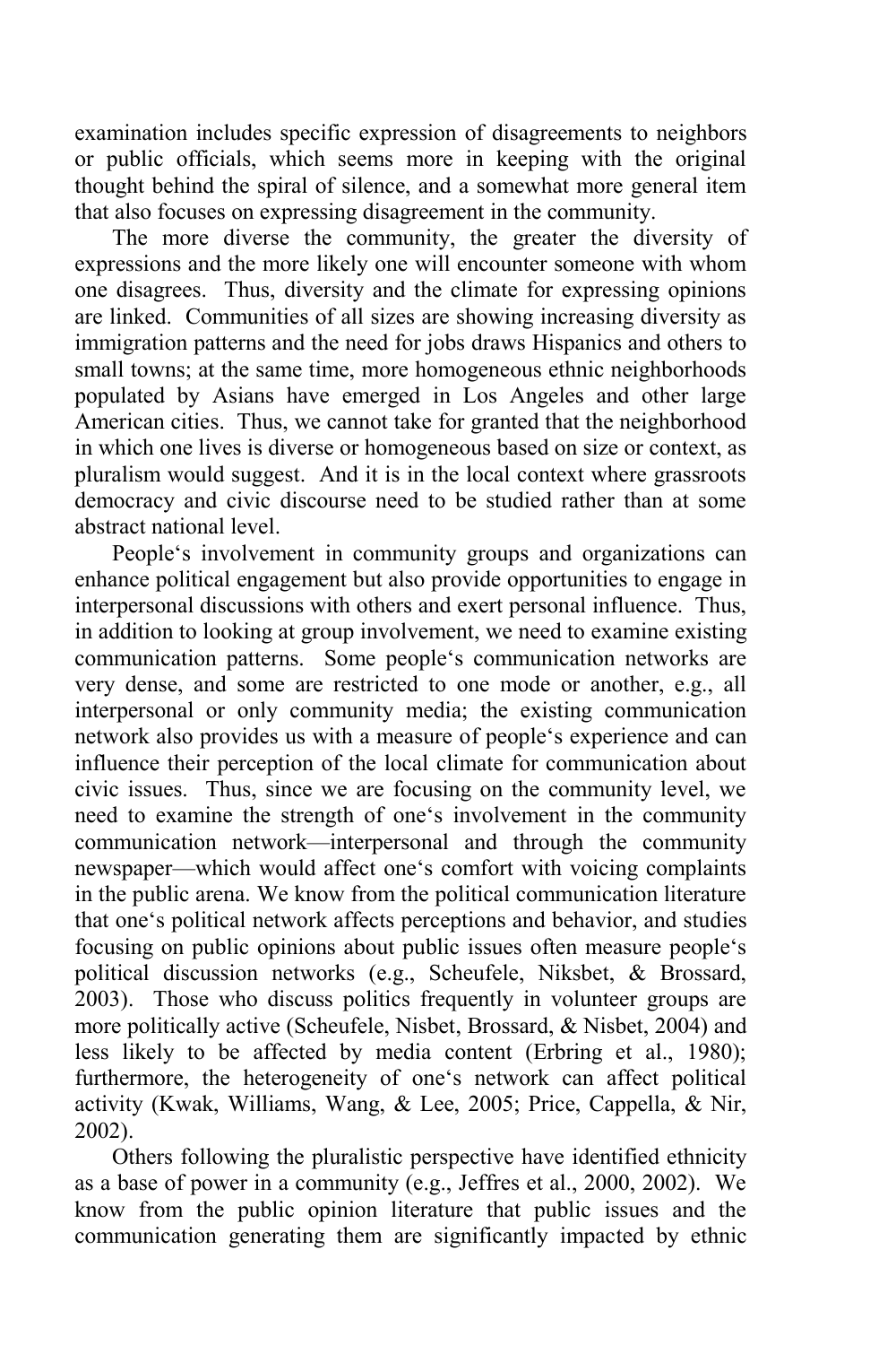examination includes specific expression of disagreements to neighbors or public officials, which seems more in keeping with the original thought behind the spiral of silence, and a somewhat more general item that also focuses on expressing disagreement in the community.

The more diverse the community, the greater the diversity of expressions and the more likely one will encounter someone with whom one disagrees. Thus, diversity and the climate for expressing opinions are linked. Communities of all sizes are showing increasing diversity as immigration patterns and the need for jobs draws Hispanics and others to small towns; at the same time, more homogeneous ethnic neighborhoods populated by Asians have emerged in Los Angeles and other large American cities. Thus, we cannot take for granted that the neighborhood in which one lives is diverse or homogeneous based on size or context, as pluralism would suggest. And it is in the local context where grassroots democracy and civic discourse need to be studied rather than at some abstract national level.

People‘s involvement in community groups and organizations can enhance political engagement but also provide opportunities to engage in interpersonal discussions with others and exert personal influence. Thus, in addition to looking at group involvement, we need to examine existing communication patterns. Some people‘s communication networks are very dense, and some are restricted to one mode or another, e.g., all interpersonal or only community media; the existing communication network also provides us with a measure of people‘s experience and can influence their perception of the local climate for communication about civic issues. Thus, since we are focusing on the community level, we need to examine the strength of one‘s involvement in the community communication network—interpersonal and through the community newspaper—which would affect one‘s comfort with voicing complaints in the public arena. We know from the political communication literature that one‘s political network affects perceptions and behavior, and studies focusing on public opinions about public issues often measure people‘s political discussion networks (e.g., Scheufele, Niksbet, & Brossard, 2003). Those who discuss politics frequently in volunteer groups are more politically active (Scheufele, Nisbet, Brossard, & Nisbet, 2004) and less likely to be affected by media content (Erbring et al., 1980); furthermore, the heterogeneity of one‘s network can affect political activity (Kwak, Williams, Wang, & Lee, 2005; Price, Cappella, & Nir, 2002).

Others following the pluralistic perspective have identified ethnicity as a base of power in a community (e.g., Jeffres et al., 2000, 2002). We know from the public opinion literature that public issues and the communication generating them are significantly impacted by ethnic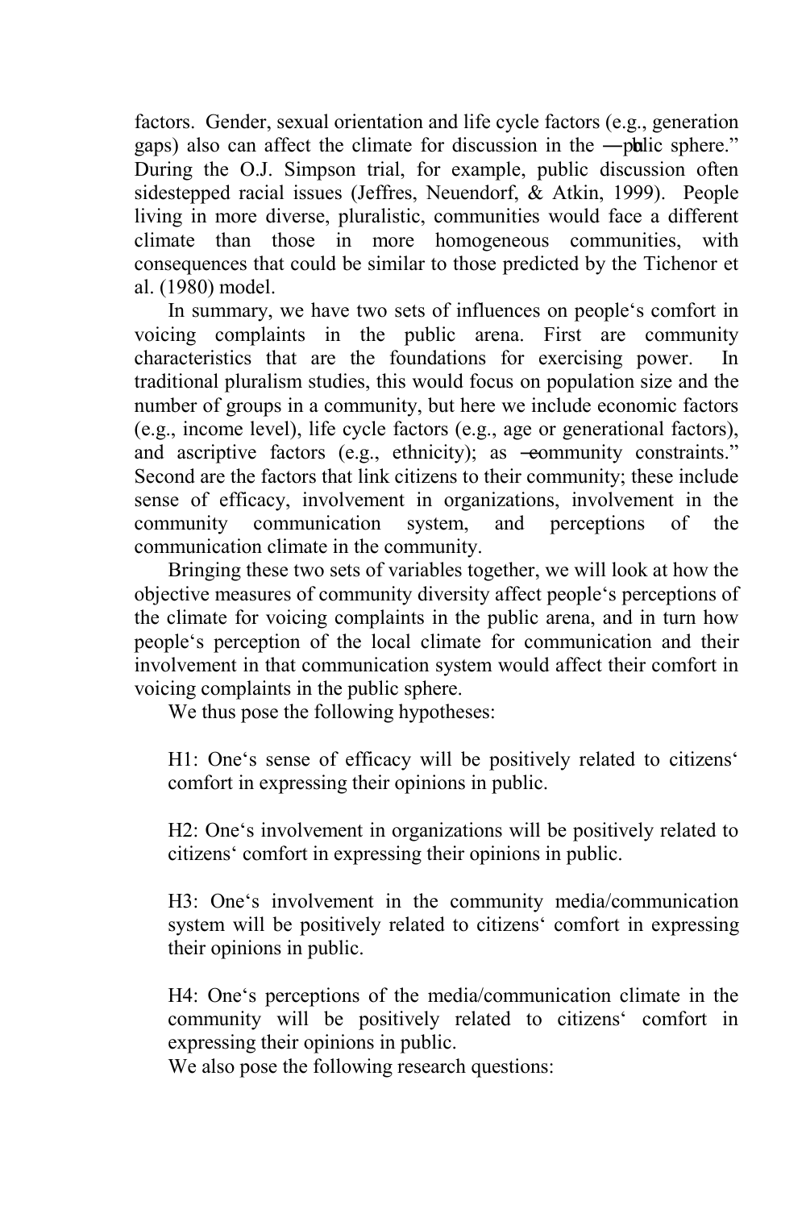factors. Gender, sexual orientation and life cycle factors (e.g., generation gaps) also can affect the climate for discussion in the ―public sphere." During the O.J. Simpson trial, for example, public discussion often sidestepped racial issues (Jeffres, Neuendorf, & Atkin, 1999). People living in more diverse, pluralistic, communities would face a different climate than those in more homogeneous communities, with consequences that could be similar to those predicted by the Tichenor et al. (1980) model.

In summary, we have two sets of influences on people's comfort in voicing complaints in the public arena. First are community characteristics that are the foundations for exercising power. In traditional pluralism studies, this would focus on population size and the number of groups in a community, but here we include economic factors (e.g., income level), life cycle factors (e.g., age or generational factors), and ascriptive factors (e.g., ethnicity); as ―community constraints." Second are the factors that link citizens to their community; these include sense of efficacy, involvement in organizations, involvement in the community communication system, and perceptions of the communication climate in the community.

Bringing these two sets of variables together, we will look at how the objective measures of community diversity affect people's perceptions of the climate for voicing complaints in the public arena, and in turn how people's perception of the local climate for communication and their involvement in that communication system would affect their comfort in voicing complaints in the public sphere.

We thus pose the following hypotheses:

H1: One's sense of efficacy will be positively related to citizens' comfort in expressing their opinions in public.

H2: One's involvement in organizations will be positively related to citizens' comfort in expressing their opinions in public.

H3: One's involvement in the community media/communication system will be positively related to citizens' comfort in expressing their opinions in public.

H4: One's perceptions of the media/communication climate in the community will be positively related to citizens' comfort in expressing their opinions in public.

We also pose the following research questions: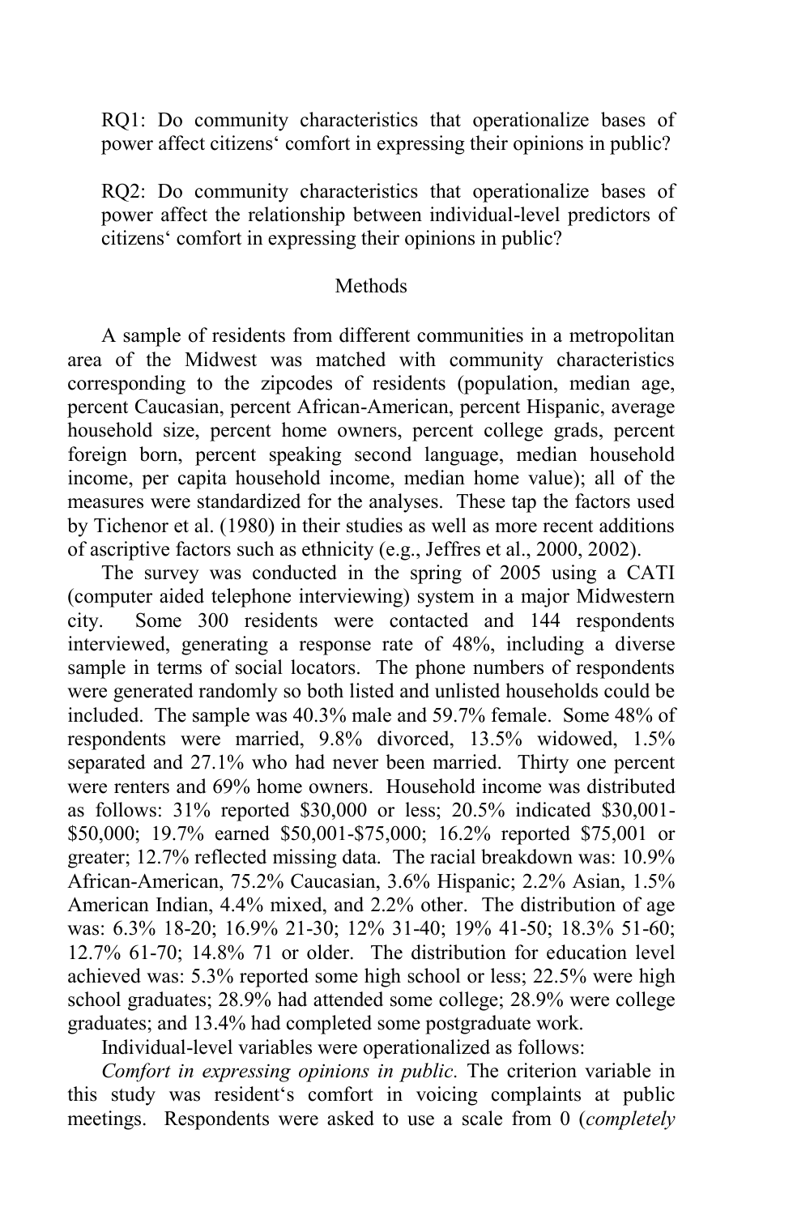RQ1: Do community characteristics that operationalize bases of power affect citizens' comfort in expressing their opinions in public?

RQ2: Do community characteristics that operationalize bases of power affect the relationship between individual-level predictors of citizens' comfort in expressing their opinions in public?

## Methods

A sample of residents from different communities in a metropolitan area of the Midwest was matched with community characteristics corresponding to the zipcodes of residents (population, median age, percent Caucasian, percent African-American, percent Hispanic, average household size, percent home owners, percent college grads, percent foreign born, percent speaking second language, median household income, per capita household income, median home value); all of the measures were standardized for the analyses. These tap the factors used by Tichenor et al. (1980) in their studies as well as more recent additions of ascriptive factors such as ethnicity (e.g., Jeffres et al., 2000, 2002).

The survey was conducted in the spring of 2005 using a CATI (computer aided telephone interviewing) system in a major Midwestern city. Some 300 residents were contacted and 144 respondents interviewed, generating a response rate of 48%, including a diverse sample in terms of social locators. The phone numbers of respondents were generated randomly so both listed and unlisted households could be included. The sample was 40.3% male and 59.7% female. Some 48% of respondents were married, 9.8% divorced, 13.5% widowed, 1.5% separated and 27.1% who had never been married. Thirty one percent were renters and 69% home owners. Household income was distributed as follows: 31% reported $30,000 or less; 20.5% indicated $30,001-$50,000; 19.7% earned $50,001-$75,000; 16.2% reported $75,001 or greater; 12.7% reflected missing data. The racial breakdown was: 10.9% African-American, 75.2% Caucasian, 3.6% Hispanic; 2.2% Asian, 1.5% American Indian, 4.4% mixed, and 2.2% other. The distribution of age was: 6.3% 18-20; 16.9% 21-30; 12% 31-40; 19% 41-50; 18.3% 51-60; 12.7% 61-70; 14.8% 71 or older. The distribution for education level achieved was: 5.3% reported some high school or less; 22.5% were high school graduates; 28.9% had attended some college; 28.9% were college graduates; and 13.4% had completed some postgraduate work.

Individual-level variables were operationalized as follows:

*Comfort in expressing opinions in public.* The criterion variable in this study was resident's comfort in voicing complaints at public meetings. Respondents were asked to use a scale from 0 (*completely*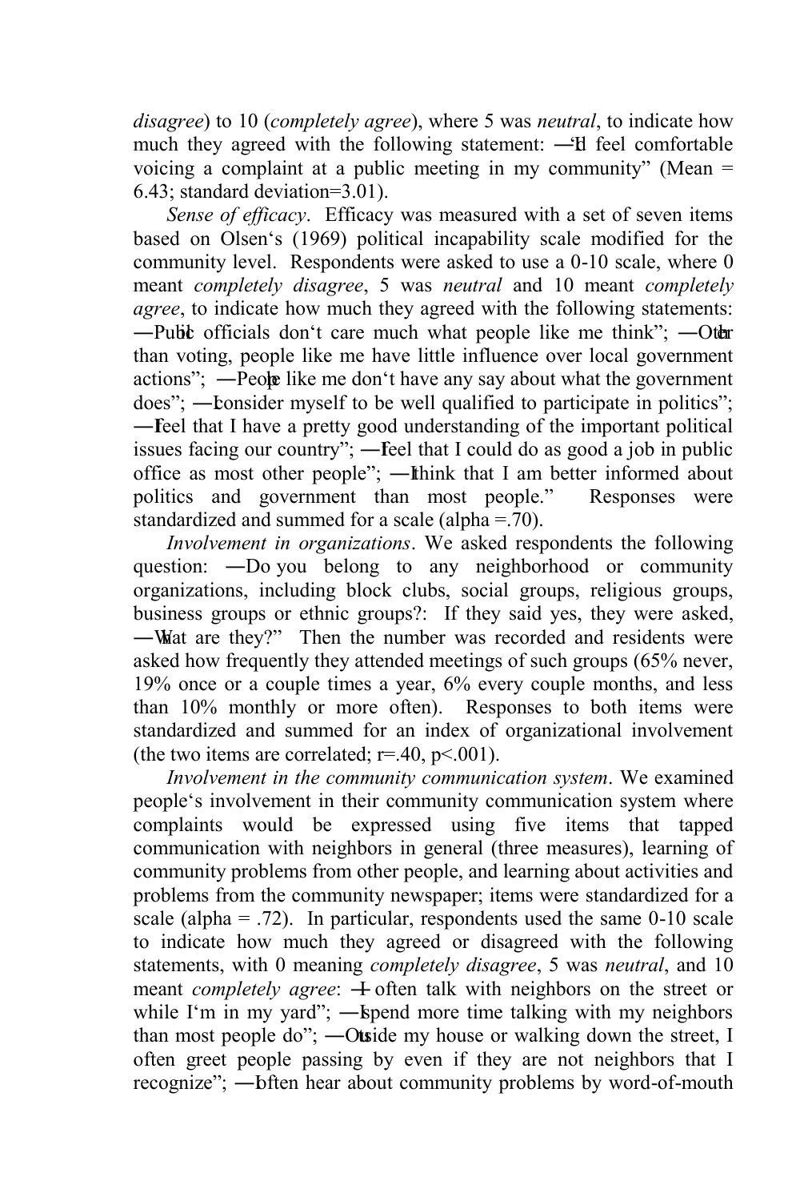*disagree*) to 10 (*completely agree*), where 5 was *neutral*, to indicate how much they agreed with the following statement: "I feel comfortable voicing a complaint at a public meeting in my community" (Mean = 6.43; standard deviation=3.01).

*Sense of efficacy*. Efficacy was measured with a set of seven items based on Olsen's (1969) political incapability scale modified for the community level. Respondents were asked to use a 0-10 scale, where 0 meant *completely disagree*, 5 was *neutral* and 10 meant *completely agree*, to indicate how much they agreed with the following statements: "Public officials don't care much what people like me think"; "Other than voting, people like me have little influence over local government actions"; "People like me don't have any say about what the government does"; "I consider myself to be well qualified to participate in politics"; "I feel that I have a pretty good understanding of the important political issues facing our country"; "I feel that I could do as good a job in public office as most other people"; "I think that I am better informed about politics and government than most people." Responses were standardized and summed for a scale (alpha =.70).

*Involvement in organizations*. We asked respondents the following question: "Do you belong to any neighborhood or community organizations, including block clubs, social groups, religious groups, business groups or ethnic groups?: If they said yes, they were asked, "What are they?" Then the number was recorded and residents were asked how frequently they attended meetings of such groups (65% never, 19% once or a couple times a year, 6% every couple months, and less than 10% monthly or more often). Responses to both items were standardized and summed for an index of organizational involvement (the two items are correlated; $r=.40$, $p<.001$).

*Involvement in the community communication system*. We examined people's involvement in their community communication system where complaints would be expressed using five items that tapped communication with neighbors in general (three measures), learning of community problems from other people, and learning about activities and problems from the community newspaper; items were standardized for a scale (alpha = .72). In particular, respondents used the same 0-10 scale to indicate how much they agreed or disagreed with the following statements, with 0 meaning *completely disagree*, 5 was *neutral*, and 10 meant *completely agree*: "I often talk with neighbors on the street or while I'm in my yard"; "I spend more time talking with my neighbors than most people do"; "Outside my house or walking down the street, I often greet people passing by even if they are not neighbors that I recognize"; "I often hear about community problems by word-of-mouth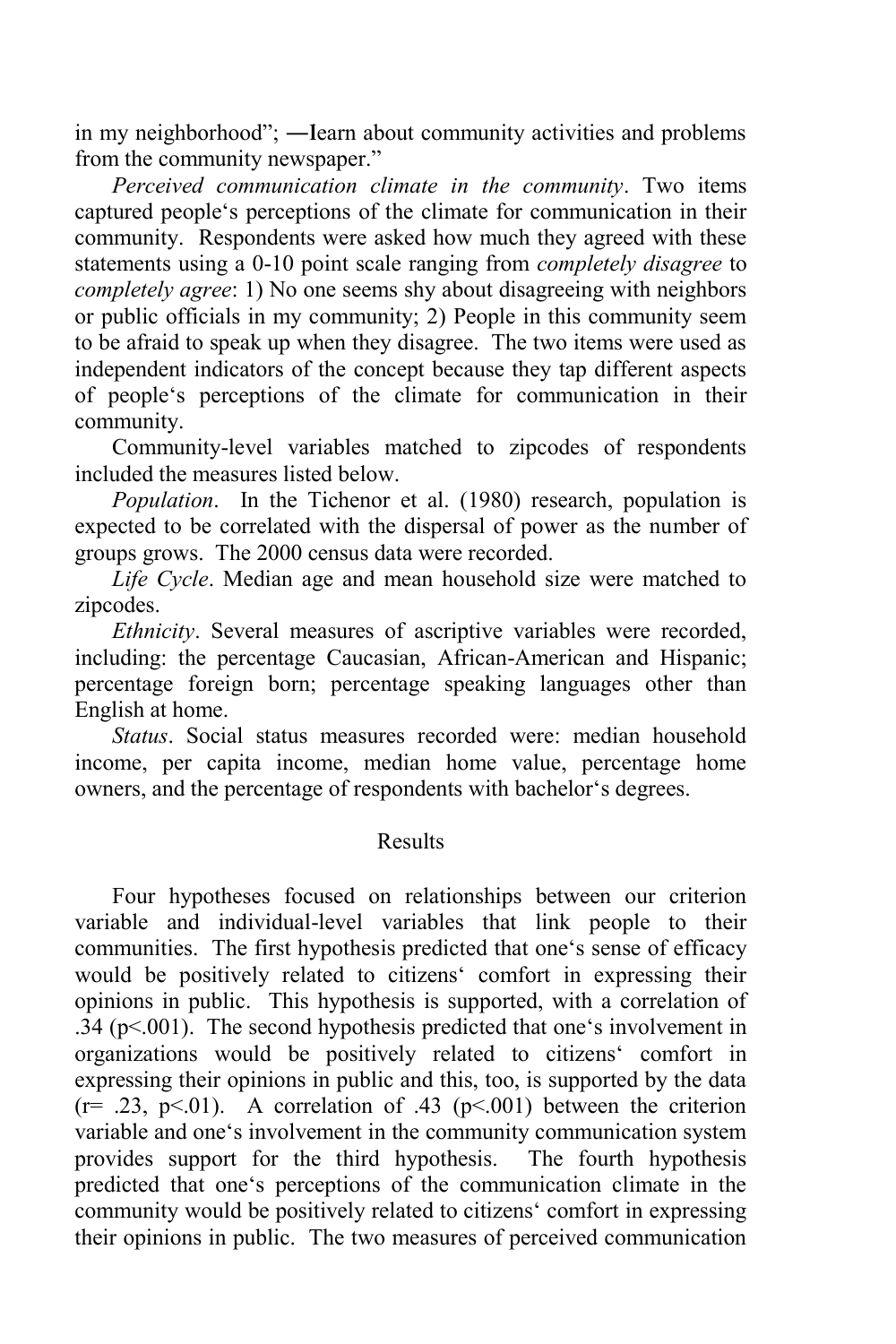in my neighborhood"; ―learn about community activities and problems from the community newspaper."

*Perceived communication climate in the community*. Two items captured people's perceptions of the climate for communication in their community. Respondents were asked how much they agreed with these statements using a 0-10 point scale ranging from *completely disagree* to *completely agree*: 1) No one seems shy about disagreeing with neighbors or public officials in my community; 2) People in this community seem to be afraid to speak up when they disagree. The two items were used as independent indicators of the concept because they tap different aspects of people's perceptions of the climate for communication in their community.

Community-level variables matched to zipcodes of respondents included the measures listed below.

*Population*. In the Tichenor et al. (1980) research, population is expected to be correlated with the dispersal of power as the number of groups grows. The 2000 census data were recorded.

*Life Cycle*. Median age and mean household size were matched to zipcodes.

*Ethnicity*. Several measures of ascriptive variables were recorded, including: the percentage Caucasian, African-American and Hispanic; percentage foreign born; percentage speaking languages other than English at home.

*Status*. Social status measures recorded were: median household income, per capita income, median home value, percentage home owners, and the percentage of respondents with bachelor's degrees.

## Results

Four hypotheses focused on relationships between our criterion variable and individual-level variables that link people to their communities. The first hypothesis predicted that one's sense of efficacy would be positively related to citizens' comfort in expressing their opinions in public. This hypothesis is supported, with a correlation of .34 ($p<.001$). The second hypothesis predicted that one's involvement in organizations would be positively related to citizens' comfort in expressing their opinions in public and this, too, is supported by the data ($r= .23$, $p<.01$). A correlation of .43 ($p<.001$) between the criterion variable and one's involvement in the community communication system provides support for the third hypothesis. The fourth hypothesis predicted that one's perceptions of the communication climate in the community would be positively related to citizens' comfort in expressing their opinions in public. The two measures of perceived communication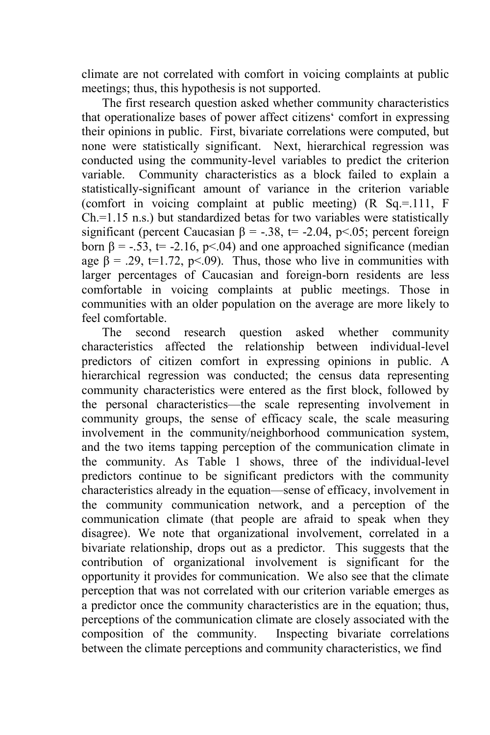climate are not correlated with comfort in voicing complaints at public meetings; thus, this hypothesis is not supported.

The first research question asked whether community characteristics that operationalize bases of power affect citizens' comfort in expressing their opinions in public. First, bivariate correlations were computed, but none were statistically significant. Next, hierarchical regression was conducted using the community-level variables to predict the criterion variable. Community characteristics as a block failed to explain a statistically-significant amount of variance in the criterion variable (comfort in voicing complaint at public meeting) (R Sq.=.111, F Ch.=1.15 n.s.) but standardized betas for two variables were statistically significant (percent Caucasian $\beta = -.38$, $t= -2.04$, $p<.05$; percent foreign born $\beta = -.53$, $t= -2.16$, $p<.04$) and one approached significance (median age $\beta = .29$, $t=1.72$, $p<.09$). Thus, those who live in communities with larger percentages of Caucasian and foreign-born residents are less comfortable in voicing complaints at public meetings. Those in communities with an older population on the average are more likely to feel comfortable.

The second research question asked whether community characteristics affected the relationship between individual-level predictors of citizen comfort in expressing opinions in public. A hierarchical regression was conducted; the census data representing community characteristics were entered as the first block, followed by the personal characteristics—the scale representing involvement in community groups, the sense of efficacy scale, the scale measuring involvement in the community/neighborhood communication system, and the two items tapping perception of the communication climate in the community. As Table 1 shows, three of the individual-level predictors continue to be significant predictors with the community characteristics already in the equation—sense of efficacy, involvement in the community communication network, and a perception of the communication climate (that people are afraid to speak when they disagree). We note that organizational involvement, correlated in a bivariate relationship, drops out as a predictor. This suggests that the contribution of organizational involvement is significant for the opportunity it provides for communication. We also see that the climate perception that was not correlated with our criterion variable emerges as a predictor once the community characteristics are in the equation; thus, perceptions of the communication climate are closely associated with the composition of the community. Inspecting bivariate correlations between the climate perceptions and community characteristics, we find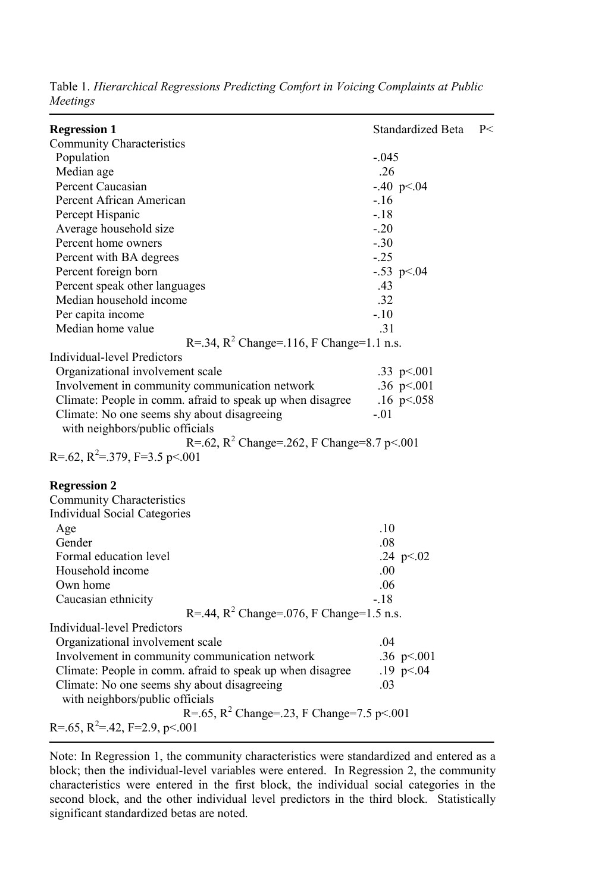Table 1. *Hierarchical Regressions Predicting Comfort in Voicing Complaints at Public Meetings*

| **Regression 1** | Standardized Beta | P< |
|---|---|---|
| Community Characteristics | | |
| Population | -.045 | |
| Median age | .26 | |
| Percent Caucasian | -.40 | p<.04 |
| Percent African American | -.16 | |
| Percept Hispanic | -.18 | |
| Average household size | -.20 | |
| Percent home owners | -.30 | |
| Percent with BA degrees | -.25 | |
| Percent foreign born | -.53 | p<.04 |
| Percent speak other languages | .43 | |
| Median household income | .32 | |
| Per capita income | -.10 | |
| Median home value | .31 | |
| $R=.34$, $R^2$ Change=.116, F Change=1.1 n.s. | | |
| Individual-level Predictors | | |
| Organizational involvement scale | .33 | p<.001 |
| Involvement in community communication network | .36 | p<.001 |
| Climate: People in comm. afraid to speak up when disagree | .16 | p<.058 |
| Climate: No one seems shy about disagreeing with neighbors/public officials | -.01 | |
| $R=.62$, $R^2$ Change=.262, F Change=8.7 p<.001 | | |
| $R=.62$, $R^2=.379$, $F=3.5$ p<.001 | | |
| **Regression 2** | | |
| Community Characteristics | | |
| Individual Social Categories | | |
| Age | .10 | |
| Gender | .08 | |
| Formal education level | .24 | p<.02 |
| Household income | .00 | |
| Own home | .06 | |
| Caucasian ethnicity | -.18 | |
| $R=.44$, $R^2$ Change=.076, F Change=1.5 n.s. | | |
| Individual-level Predictors | | |
| Organizational involvement scale | .04 | |
| Involvement in community communication network | .36 | p<.001 |
| Climate: People in comm. afraid to speak up when disagree | .19 | p<.04 |
| Climate: No one seems shy about disagreeing with neighbors/public officials | .03 | |
| $R=.65$, $R^2$ Change=.23, F Change=7.5 p<.001 | | |
| $R=.65$, $R^2=.42$, $F=2.9$, p<.001 | | |

Note: In Regression 1, the community characteristics were standardized and entered as a block; then the individual-level variables were entered. In Regression 2, the community characteristics were entered in the first block, the individual social categories in the second block, and the other individual level predictors in the third block. Statistically significant standardized betas are noted.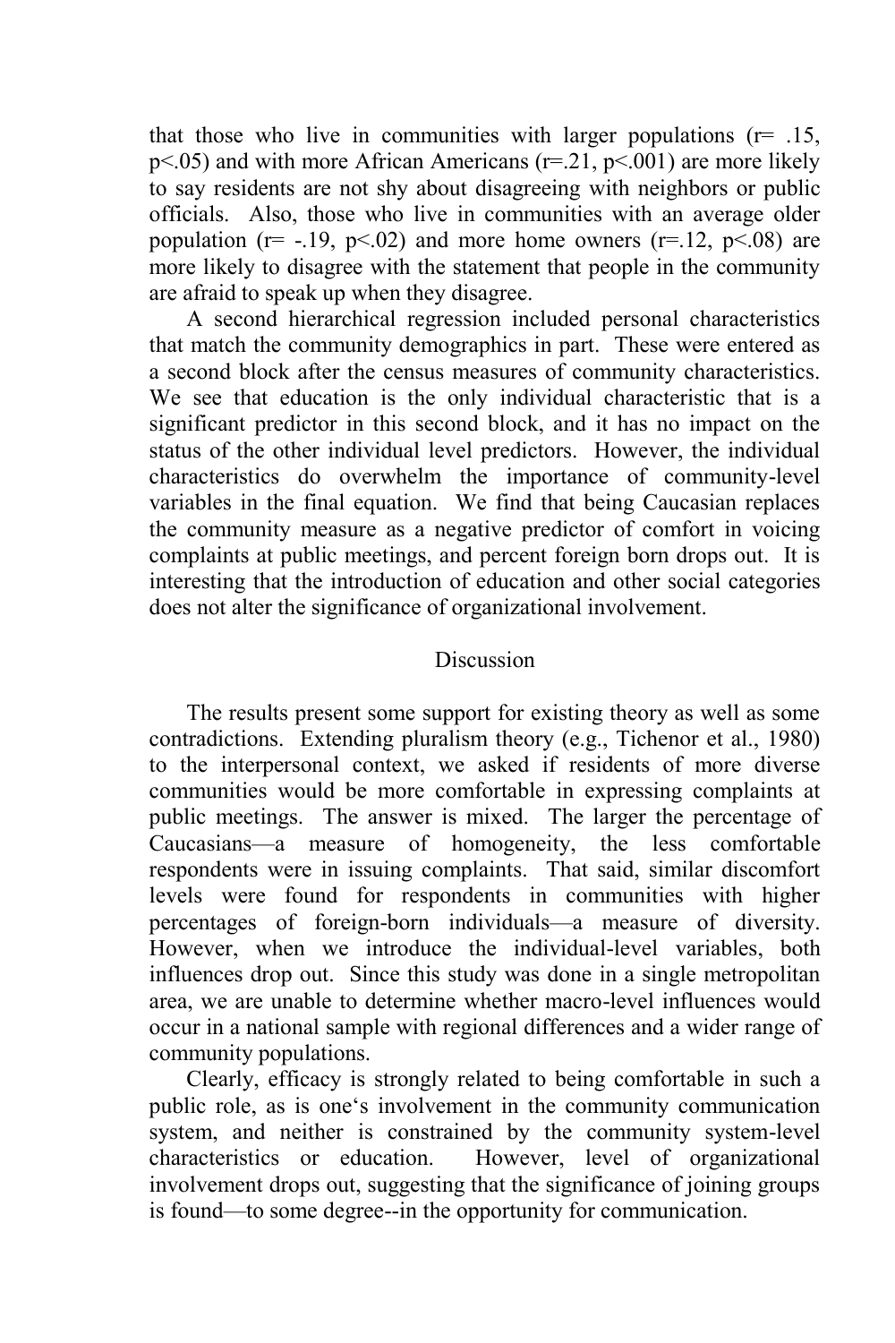that those who live in communities with larger populations ($r = .15$, $p < .05$) and with more African Americans ($r = .21$, $p < .001$) are more likely to say residents are not shy about disagreeing with neighbors or public officials. Also, those who live in communities with an average older population ($r = -.19$, $p < .02$) and more home owners ($r = .12$, $p < .08$) are more likely to disagree with the statement that people in the community are afraid to speak up when they disagree.

A second hierarchical regression included personal characteristics that match the community demographics in part. These were entered as a second block after the census measures of community characteristics. We see that education is the only individual characteristic that is a significant predictor in this second block, and it has no impact on the status of the other individual level predictors. However, the individual characteristics do overwhelm the importance of community-level variables in the final equation. We find that being Caucasian replaces the community measure as a negative predictor of comfort in voicing complaints at public meetings, and percent foreign born drops out. It is interesting that the introduction of education and other social categories does not alter the significance of organizational involvement.

## Discussion

The results present some support for existing theory as well as some contradictions. Extending pluralism theory (e.g., Tichenor et al., 1980) to the interpersonal context, we asked if residents of more diverse communities would be more comfortable in expressing complaints at public meetings. The answer is mixed. The larger the percentage of Caucasians—a measure of homogeneity, the less comfortable respondents were in issuing complaints. That said, similar discomfort levels were found for respondents in communities with higher percentages of foreign-born individuals—a measure of diversity. However, when we introduce the individual-level variables, both influences drop out. Since this study was done in a single metropolitan area, we are unable to determine whether macro-level influences would occur in a national sample with regional differences and a wider range of community populations.

Clearly, efficacy is strongly related to being comfortable in such a public role, as is one's involvement in the community communication system, and neither is constrained by the community system-level characteristics or education. However, level of organizational involvement drops out, suggesting that the significance of joining groups is found—to some degree--in the opportunity for communication.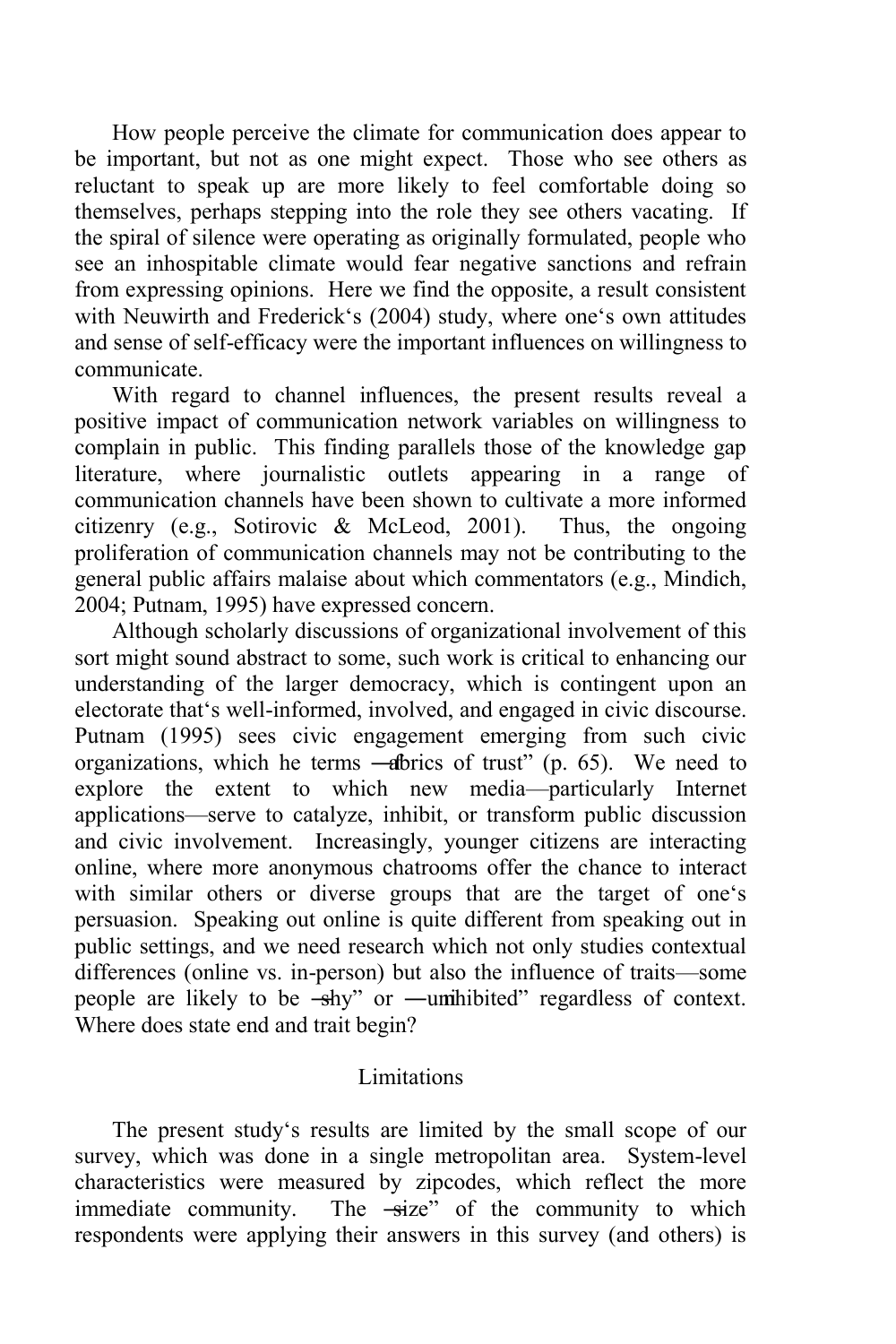How people perceive the climate for communication does appear to be important, but not as one might expect. Those who see others as reluctant to speak up are more likely to feel comfortable doing so themselves, perhaps stepping into the role they see others vacating. If the spiral of silence were operating as originally formulated, people who see an inhospitable climate would fear negative sanctions and refrain from expressing opinions. Here we find the opposite, a result consistent with Neuwirth and Frederick's (2004) study, where one's own attitudes and sense of self-efficacy were the important influences on willingness to communicate.

With regard to channel influences, the present results reveal a positive impact of communication network variables on willingness to complain in public. This finding parallels those of the knowledge gap literature, where journalistic outlets appearing in a range of communication channels have been shown to cultivate a more informed citizenry (e.g., Sotirovic & McLeod, 2001). Thus, the ongoing proliferation of communication channels may not be contributing to the general public affairs malaise about which commentators (e.g., Mindich, 2004; Putnam, 1995) have expressed concern.

Although scholarly discussions of organizational involvement of this sort might sound abstract to some, such work is critical to enhancing our understanding of the larger democracy, which is contingent upon an electorate that's well-informed, involved, and engaged in civic discourse. Putnam (1995) sees civic engagement emerging from such civic organizations, which he terms "fabrics of trust" (p. 65). We need to explore the extent to which new media—particularly Internet applications—serve to catalyze, inhibit, or transform public discussion and civic involvement. Increasingly, younger citizens are interacting online, where more anonymous chatrooms offer the chance to interact with similar others or diverse groups that are the target of one's persuasion. Speaking out online is quite different from speaking out in public settings, and we need research which not only studies contextual differences (online vs. in-person) but also the influence of traits—some people are likely to be "shy" or "uninhibited" regardless of context. Where does state end and trait begin?

## Limitations

The present study's results are limited by the small scope of our survey, which was done in a single metropolitan area. System-level characteristics were measured by zipcodes, which reflect the more immediate community. The "size" of the community to which respondents were applying their answers in this survey (and others) is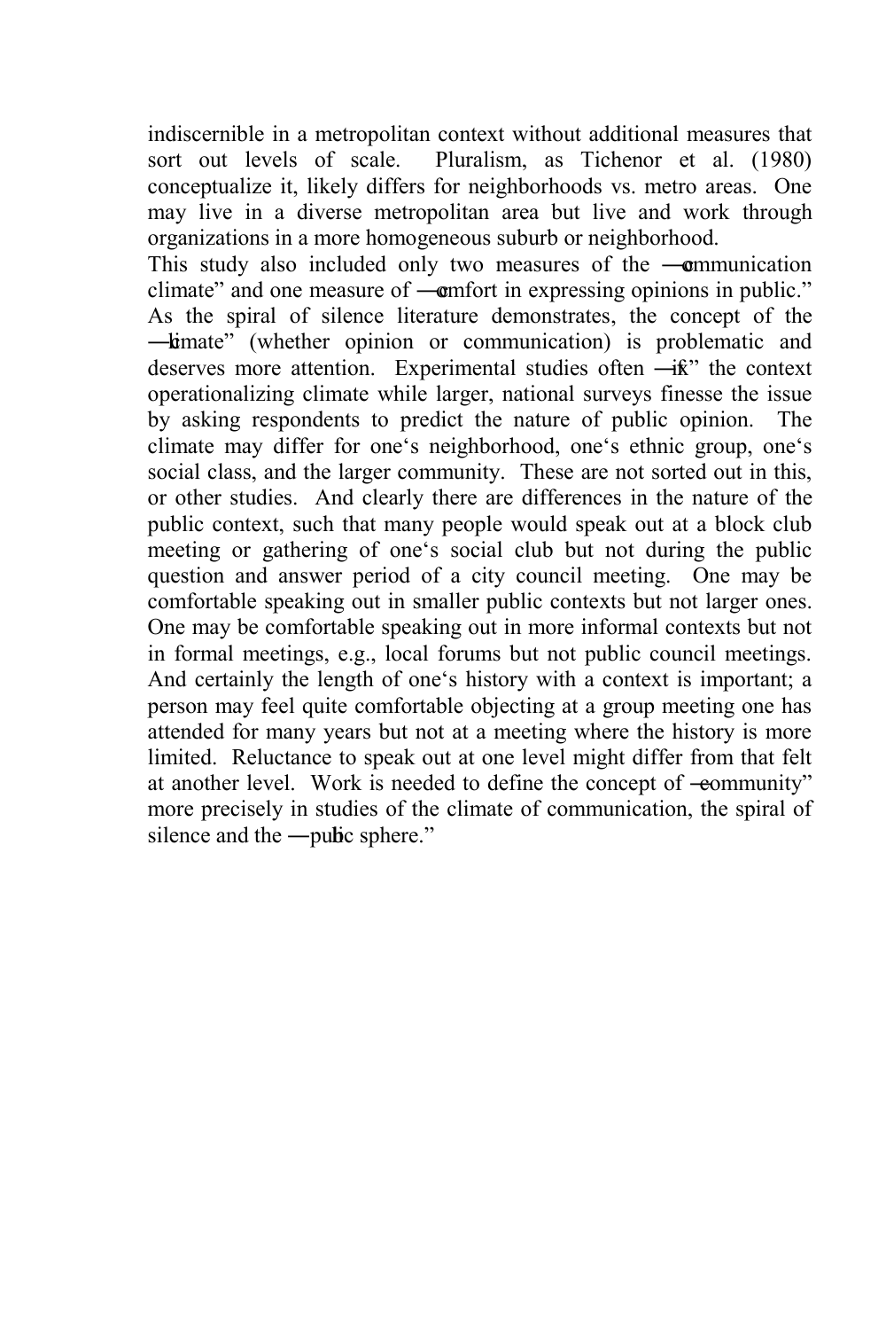indiscernible in a metropolitan context without additional measures that sort out levels of scale. Pluralism, as Tichenor et al. (1980) conceptualize it, likely differs for neighborhoods vs. metro areas. One may live in a diverse metropolitan area but live and work through organizations in a more homogeneous suburb or neighborhood.

This study also included only two measures of the "communication climate" and one measure of "comfort in expressing opinions in public." As the spiral of silence literature demonstrates, the concept of the "climate" (whether opinion or communication) is problematic and deserves more attention. Experimental studies often "fix" the context operationalizing climate while larger, national surveys finesse the issue by asking respondents to predict the nature of public opinion. The climate may differ for one's neighborhood, one's ethnic group, one's social class, and the larger community. These are not sorted out in this, or other studies. And clearly there are differences in the nature of the public context, such that many people would speak out at a block club meeting or gathering of one's social club but not during the public question and answer period of a city council meeting. One may be comfortable speaking out in smaller public contexts but not larger ones. One may be comfortable speaking out in more informal contexts but not in formal meetings, e.g., local forums but not public council meetings. And certainly the length of one's history with a context is important; a person may feel quite comfortable objecting at a group meeting one has attended for many years but not at a meeting where the history is more limited. Reluctance to speak out at one level might differ from that felt at another level. Work is needed to define the concept of "community" more precisely in studies of the climate of communication, the spiral of silence and the "public sphere."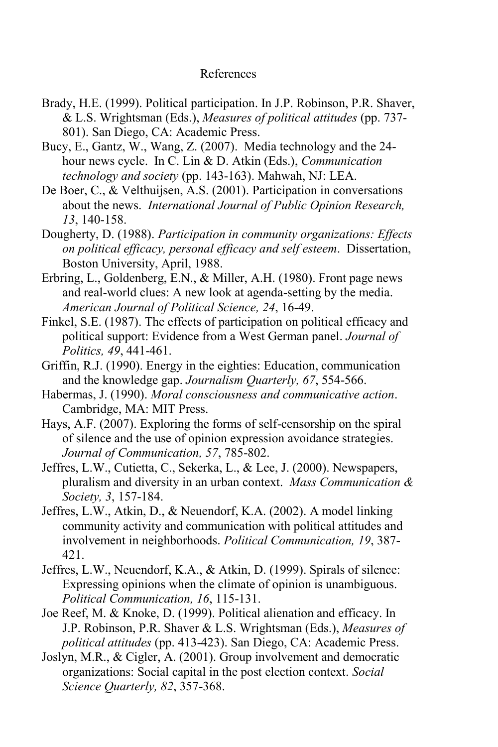# References

Brady, H.E. (1999). Political participation. In J.P. Robinson, P.R. Shaver, & L.S. Wrightsman (Eds.), *Measures of political attitudes* (pp. 737-801). San Diego, CA: Academic Press.

Bucy, E., Gantz, W., Wang, Z. (2007). Media technology and the 24-hour news cycle. In C. Lin & D. Atkin (Eds.), *Communication technology and society* (pp. 143-163). Mahwah, NJ: LEA.

De Boer, C., & Velthuijsen, A.S. (2001). Participation in conversations about the news. *International Journal of Public Opinion Research, 13*, 140-158.

Dougherty, D. (1988). *Participation in community organizations: Effects on political efficacy, personal efficacy and self esteem*. Dissertation, Boston University, April, 1988.

Erbring, L., Goldenberg, E.N., & Miller, A.H. (1980). Front page news and real-world clues: A new look at agenda-setting by the media. *American Journal of Political Science, 24*, 16-49.

Finkel, S.E. (1987). The effects of participation on political efficacy and political support: Evidence from a West German panel. *Journal of Politics, 49*, 441-461.

Griffin, R.J. (1990). Energy in the eighties: Education, communication and the knowledge gap. *Journalism Quarterly, 67*, 554-566.

Habermas, J. (1990). *Moral consciousness and communicative action*. Cambridge, MA: MIT Press.

Hays, A.F. (2007). Exploring the forms of self-censorship on the spiral of silence and the use of opinion expression avoidance strategies. *Journal of Communication, 57*, 785-802.

Jeffres, L.W., Cutietta, C., Sekerka, L., & Lee, J. (2000). Newspapers, pluralism and diversity in an urban context. *Mass Communication & Society, 3*, 157-184.

Jeffres, L.W., Atkin, D., & Neuendorf, K.A. (2002). A model linking community activity and communication with political attitudes and involvement in neighborhoods. *Political Communication, 19*, 387-421.

Jeffres, L.W., Neuendorf, K.A., & Atkin, D. (1999). Spirals of silence: Expressing opinions when the climate of opinion is unambiguous. *Political Communication, 16*, 115-131.

Joe Reef, M. & Knoke, D. (1999). Political alienation and efficacy. In J.P. Robinson, P.R. Shaver & L.S. Wrightsman (Eds.), *Measures of political attitudes* (pp. 413-423). San Diego, CA: Academic Press.

Joslyn, M.R., & Cigler, A. (2001). Group involvement and democratic organizations: Social capital in the post election context. *Social Science Quarterly, 82*, 357-368.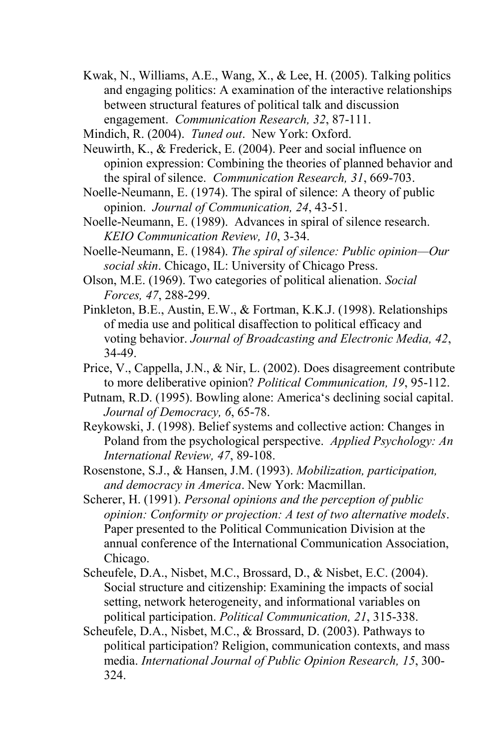Kwak, N., Williams, A.E., Wang, X., & Lee, H. (2005). Talking politics and engaging politics: A examination of the interactive relationships between structural features of political talk and discussion engagement. *Communication Research, 32*, 87-111.

Mindich, R. (2004). *Tuned out*. New York: Oxford.

Neuwirth, K., & Frederick, E. (2004). Peer and social influence on opinion expression: Combining the theories of planned behavior and the spiral of silence. *Communication Research, 31*, 669-703.

Noelle-Neumann, E. (1974). The spiral of silence: A theory of public opinion. *Journal of Communication, 24*, 43-51.

Noelle-Neumann, E. (1989). Advances in spiral of silence research. *KEIO Communication Review, 10*, 3-34.

Noelle-Neumann, E. (1984). *The spiral of silence: Public opinion—Our social skin*. Chicago, IL: University of Chicago Press.

Olson, M.E. (1969). Two categories of political alienation. *Social Forces, 47*, 288-299.

Pinkleton, B.E., Austin, E.W., & Fortman, K.K.J. (1998). Relationships of media use and political disaffection to political efficacy and voting behavior. *Journal of Broadcasting and Electronic Media, 42*, 34-49.

Price, V., Cappella, J.N., & Nir, L. (2002). Does disagreement contribute to more deliberative opinion? *Political Communication, 19*, 95-112.

Putnam, R.D. (1995). Bowling alone: America's declining social capital. *Journal of Democracy, 6*, 65-78.

Reykowski, J. (1998). Belief systems and collective action: Changes in Poland from the psychological perspective. *Applied Psychology: An International Review, 47*, 89-108.

Rosenstone, S.J., & Hansen, J.M. (1993). *Mobilization, participation, and democracy in America*. New York: Macmillan.

Scherer, H. (1991). *Personal opinions and the perception of public opinion: Conformity or projection: A test of two alternative models*. Paper presented to the Political Communication Division at the annual conference of the International Communication Association, Chicago.

Scheufele, D.A., Nisbet, M.C., Brossard, D., & Nisbet, E.C. (2004). Social structure and citizenship: Examining the impacts of social setting, network heterogeneity, and informational variables on political participation. *Political Communication, 21*, 315-338.

Scheufele, D.A., Nisbet, M.C., & Brossard, D. (2003). Pathways to political participation? Religion, communication contexts, and mass media. *International Journal of Public Opinion Research, 15*, 300-324.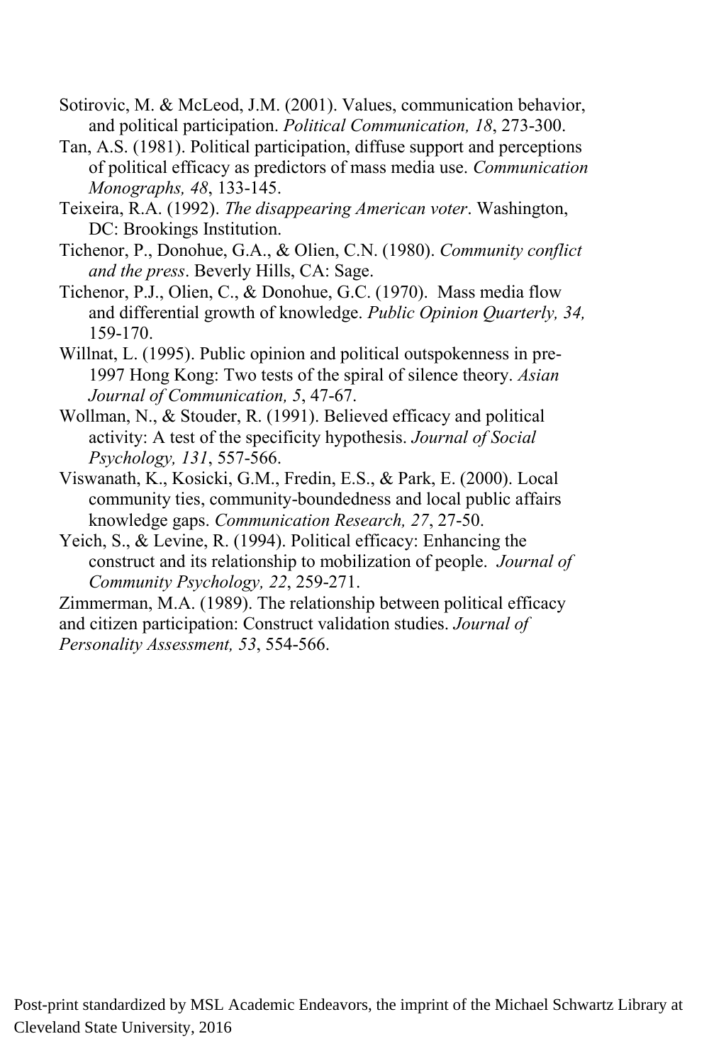Sotirovic, M. & McLeod, J.M. (2001). Values, communication behavior, and political participation. *Political Communication, 18*, 273-300.

Tan, A.S. (1981). Political participation, diffuse support and perceptions of political efficacy as predictors of mass media use. *Communication Monographs, 48*, 133-145.

Teixeira, R.A. (1992). *The disappearing American voter*. Washington, DC: Brookings Institution.

Tichenor, P., Donohue, G.A., & Olien, C.N. (1980). *Community conflict and the press*. Beverly Hills, CA: Sage.

Tichenor, P.J., Olien, C., & Donohue, G.C. (1970). Mass media flow and differential growth of knowledge. *Public Opinion Quarterly, 34,* 159-170.

Willnat, L. (1995). Public opinion and political outspokenness in pre-1997 Hong Kong: Two tests of the spiral of silence theory. *Asian Journal of Communication, 5*, 47-67.

Wollman, N., & Stouder, R. (1991). Believed efficacy and political activity: A test of the specificity hypothesis. *Journal of Social Psychology, 131*, 557-566.

Viswanath, K., Kosicki, G.M., Fredin, E.S., & Park, E. (2000). Local community ties, community-boundedness and local public affairs knowledge gaps. *Communication Research, 27*, 27-50.

Yeich, S., & Levine, R. (1994). Political efficacy: Enhancing the construct and its relationship to mobilization of people. *Journal of Community Psychology, 22*, 259-271.

Zimmerman, M.A. (1989). The relationship between political efficacy and citizen participation: Construct validation studies. *Journal of Personality Assessment, 53*, 554-566.

Post-print standardized by MSL Academic Endeavors, the imprint of the Michael Schwartz Library at Cleveland State University, 2016